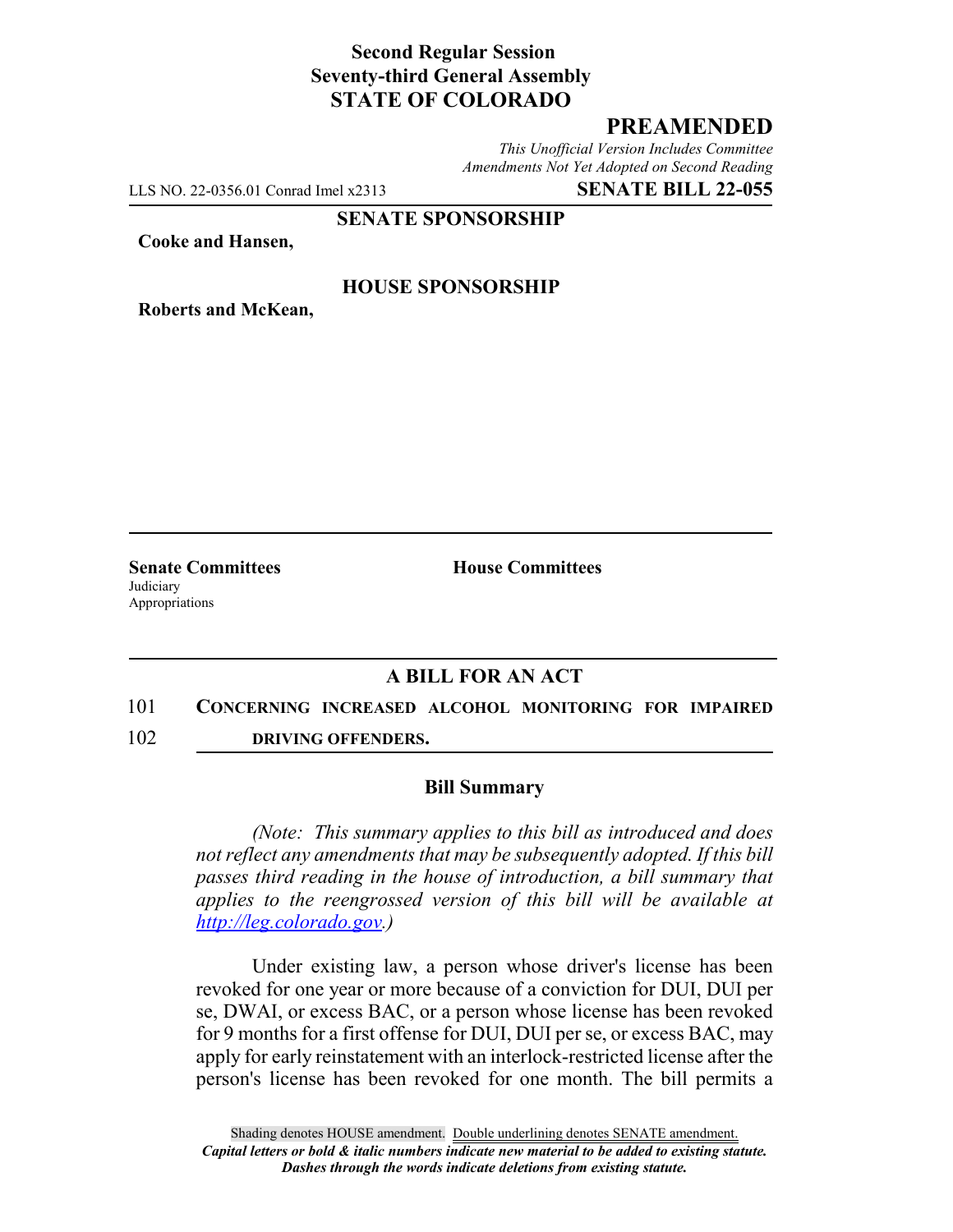**Second Regular Session**
**Seventy-third General Assembly**
**STATE OF COLORADO**

## PREAMENDED

*This Unofficial Version Includes Committee Amendments Not Yet Adopted on Second Reading*

LLS NO. 22-0356.01 Conrad Imel x2313 **SENATE BILL 22-055**

**SENATE SPONSORSHIP**

**Cooke and Hansen,**

**HOUSE SPONSORSHIP**

**Roberts and McKean,**

**Senate Committees**
Judiciary
Appropriations

**House Committees**

### A BILL FOR AN ACT

101 **CONCERNING INCREASED ALCOHOL MONITORING FOR IMPAIRED**
102 **DRIVING OFFENDERS.**

### Bill Summary

*(Note: This summary applies to this bill as introduced and does not reflect any amendments that may be subsequently adopted. If this bill passes third reading in the house of introduction, a bill summary that applies to the reengrossed version of this bill will be available at http://leg.colorado.gov.)*

Under existing law, a person whose driver's license has been revoked for one year or more because of a conviction for DUI, DUI per se, DWAI, or excess BAC, or a person whose license has been revoked for 9 months for a first offense for DUI, DUI per se, or excess BAC, may apply for early reinstatement with an interlock-restricted license after the person's license has been revoked for one month. The bill permits a

Shading denotes HOUSE amendment. Double underlining denotes SENATE amendment.
***Capital letters or bold & italic numbers indicate new material to be added to existing statute.***
***Dashes through the words indicate deletions from existing statute.***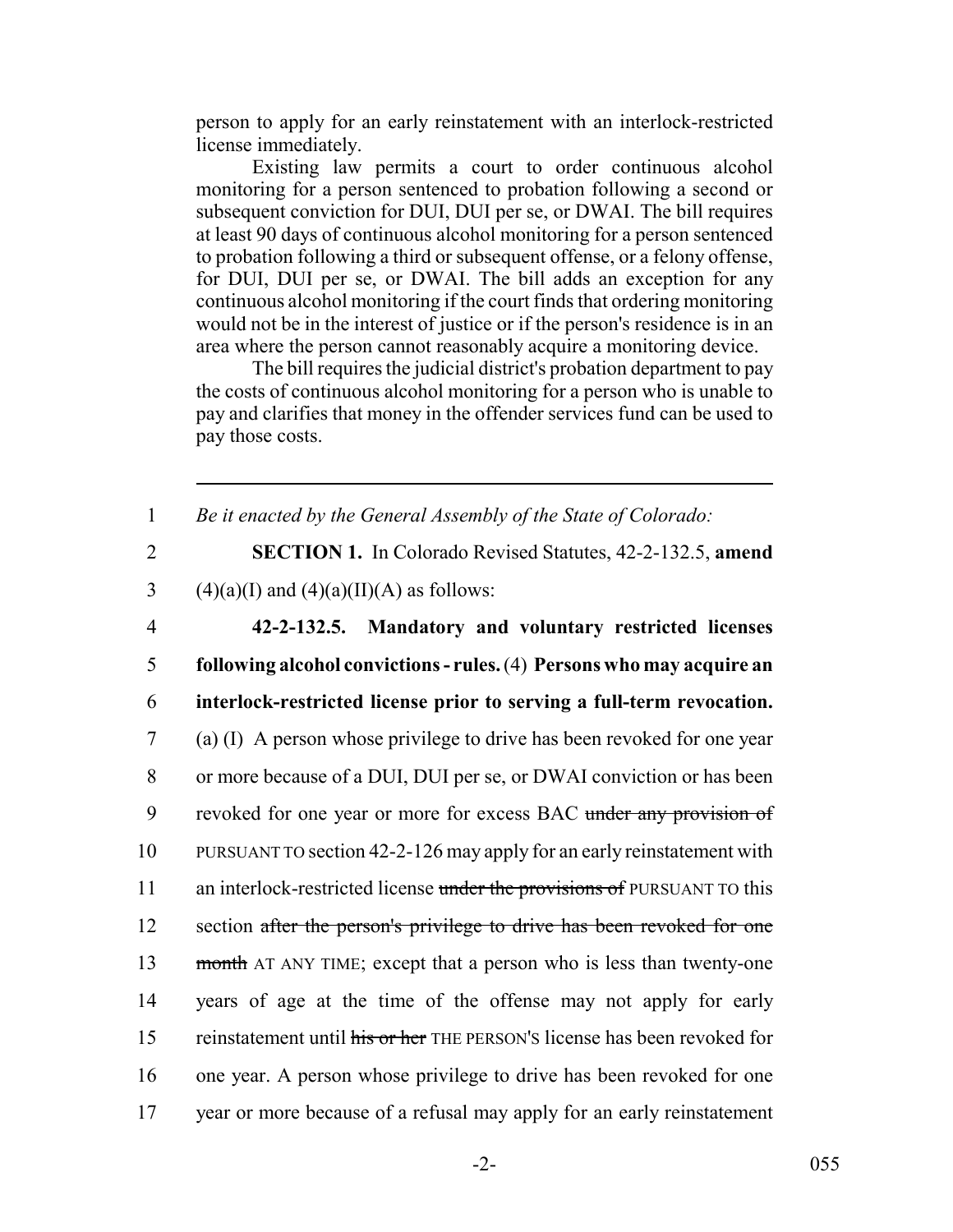person to apply for an early reinstatement with an interlock-restricted license immediately.

Existing law permits a court to order continuous alcohol monitoring for a person sentenced to probation following a second or subsequent conviction for DUI, DUI per se, or DWAI. The bill requires at least 90 days of continuous alcohol monitoring for a person sentenced to probation following a third or subsequent offense, or a felony offense, for DUI, DUI per se, or DWAI. The bill adds an exception for any continuous alcohol monitoring if the court finds that ordering monitoring would not be in the interest of justice or if the person's residence is in an area where the person cannot reasonably acquire a monitoring device.

The bill requires the judicial district's probation department to pay the costs of continuous alcohol monitoring for a person who is unable to pay and clarifies that money in the offender services fund can be used to pay those costs.

---

1 *Be it enacted by the General Assembly of the State of Colorado:*

2 **SECTION 1.** In Colorado Revised Statutes, 42-2-132.5, **amend**
3 (4)(a)(I) and (4)(a)(II)(A) as follows:

4 **42-2-132.5. Mandatory and voluntary restricted licenses**
5 **following alcohol convictions - rules.** (4) **Persons who may acquire an**
6 **interlock-restricted license prior to serving a full-term revocation.**
7 (a) (I) A person whose privilege to drive has been revoked for one year
8 or more because of a DUI, DUI per se, or DWAI conviction or has been
9 revoked for one year or more for excess BAC ~~under any provision of~~
10 PURSUANT TO section 42-2-126 may apply for an early reinstatement with
11 an interlock-restricted license ~~under the provisions of~~ PURSUANT TO this
12 section ~~after the person's privilege to drive has been revoked for one~~
13 ~~month~~ AT ANY TIME; except that a person who is less than twenty-one
14 years of age at the time of the offense may not apply for early
15 reinstatement until ~~his or her~~ THE PERSON'S license has been revoked for
16 one year. A person whose privilege to drive has been revoked for one
17 year or more because of a refusal may apply for an early reinstatement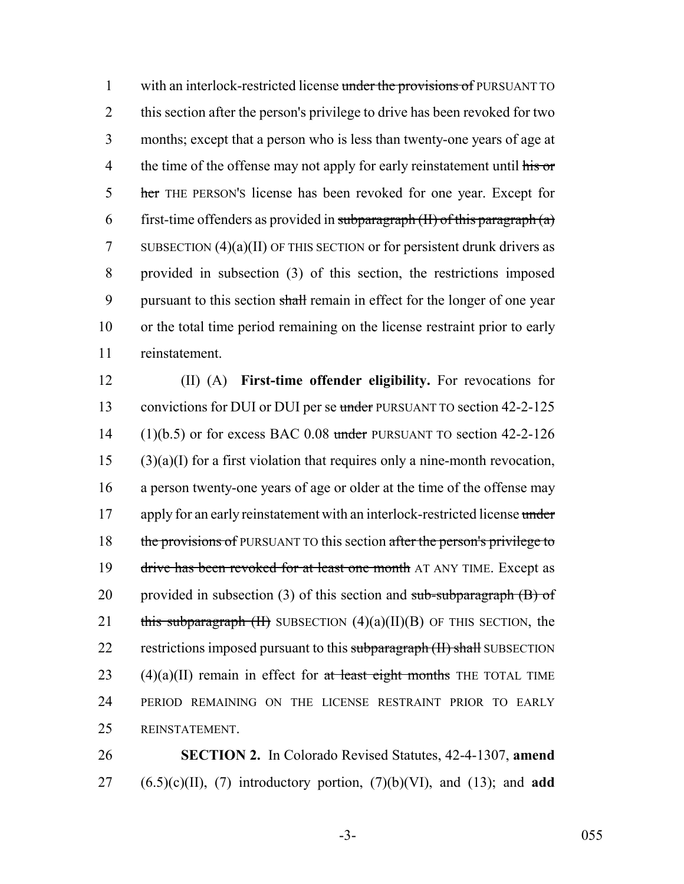with an interlock-restricted license ~~under the provisions of~~ PURSUANT TO this section after the person's privilege to drive has been revoked for two months; except that a person who is less than twenty-one years of age at the time of the offense may not apply for early reinstatement until ~~his or her~~ THE PERSON'S license has been revoked for one year. Except for first-time offenders as provided in ~~subparagraph (II) of this paragraph (a)~~ SUBSECTION (4)(a)(II) OF THIS SECTION or for persistent drunk drivers as provided in subsection (3) of this section, the restrictions imposed pursuant to this section ~~shall~~ remain in effect for the longer of one year or the total time period remaining on the license restraint prior to early reinstatement.

(II) (A) **First-time offender eligibility.** For revocations for convictions for DUI or DUI per se ~~under~~ PURSUANT TO section 42-2-125 (1)(b.5) or for excess BAC 0.08 ~~under~~ PURSUANT TO section 42-2-126 (3)(a)(I) for a first violation that requires only a nine-month revocation, a person twenty-one years of age or older at the time of the offense may apply for an early reinstatement with an interlock-restricted license ~~under the provisions of~~ PURSUANT TO this section ~~after the person's privilege to drive has been revoked for at least one month~~ AT ANY TIME. Except as provided in subsection (3) of this section and ~~sub-subparagraph (B) of this subparagraph (II)~~ SUBSECTION (4)(a)(II)(B) OF THIS SECTION, the restrictions imposed pursuant to this ~~subparagraph (II) shall~~ SUBSECTION (4)(a)(II) remain in effect for ~~at least eight months~~ THE TOTAL TIME PERIOD REMAINING ON THE LICENSE RESTRAINT PRIOR TO EARLY REINSTATEMENT.

**SECTION 2.** In Colorado Revised Statutes, 42-4-1307, **amend** (6.5)(c)(II), (7) introductory portion, (7)(b)(VI), and (13); and **add**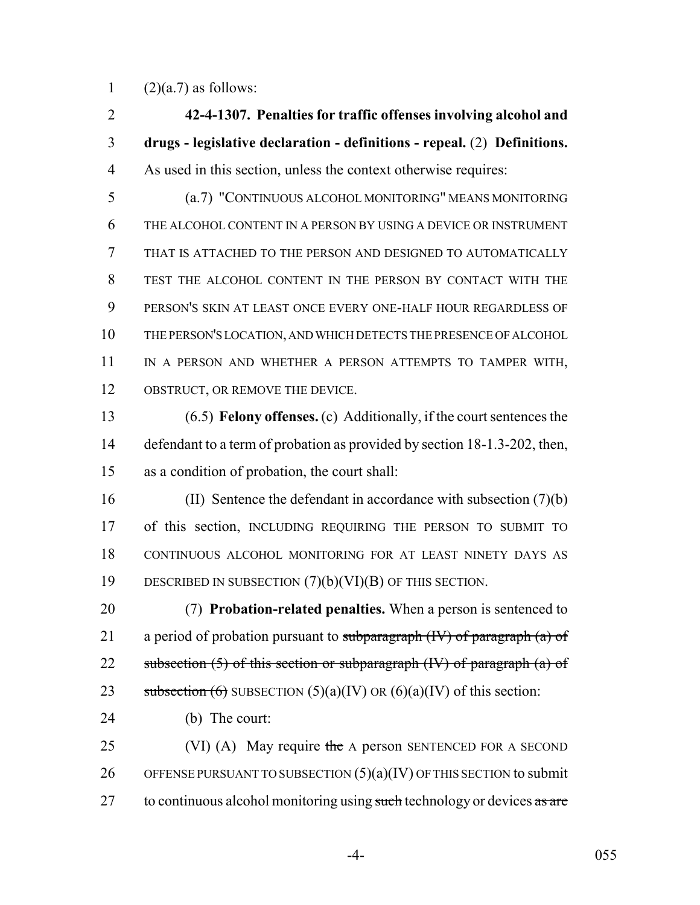(2)(a.7) as follows:

**42-4-1307. Penalties for traffic offenses involving alcohol and drugs - legislative declaration - definitions - repeal.** (2) **Definitions.** As used in this section, unless the context otherwise requires:

(a.7) "CONTINUOUS ALCOHOL MONITORING" MEANS MONITORING THE ALCOHOL CONTENT IN A PERSON BY USING A DEVICE OR INSTRUMENT THAT IS ATTACHED TO THE PERSON AND DESIGNED TO AUTOMATICALLY TEST THE ALCOHOL CONTENT IN THE PERSON BY CONTACT WITH THE PERSON'S SKIN AT LEAST ONCE EVERY ONE-HALF HOUR REGARDLESS OF THE PERSON'S LOCATION, AND WHICH DETECTS THE PRESENCE OF ALCOHOL IN A PERSON AND WHETHER A PERSON ATTEMPTS TO TAMPER WITH, OBSTRUCT, OR REMOVE THE DEVICE.

(6.5) **Felony offenses.** (c) Additionally, if the court sentences the defendant to a term of probation as provided by section 18-1.3-202, then, as a condition of probation, the court shall:

(II) Sentence the defendant in accordance with subsection (7)(b) of this section, INCLUDING REQUIRING THE PERSON TO SUBMIT TO CONTINUOUS ALCOHOL MONITORING FOR AT LEAST NINETY DAYS AS DESCRIBED IN SUBSECTION (7)(b)(VI)(B) OF THIS SECTION.

(7) **Probation-related penalties.** When a person is sentenced to a period of probation pursuant to ~~subparagraph (IV) of paragraph (a) of subsection (5) of this section or subparagraph (IV) of paragraph (a) of subsection (6)~~ SUBSECTION (5)(a)(IV) OR (6)(a)(IV) of this section:

(b) The court:

(VI) (A) May require ~~the~~ A person SENTENCED FOR A SECOND OFFENSE PURSUANT TO SUBSECTION (5)(a)(IV) OF THIS SECTION to submit to continuous alcohol monitoring using ~~such~~ technology or devices ~~as are~~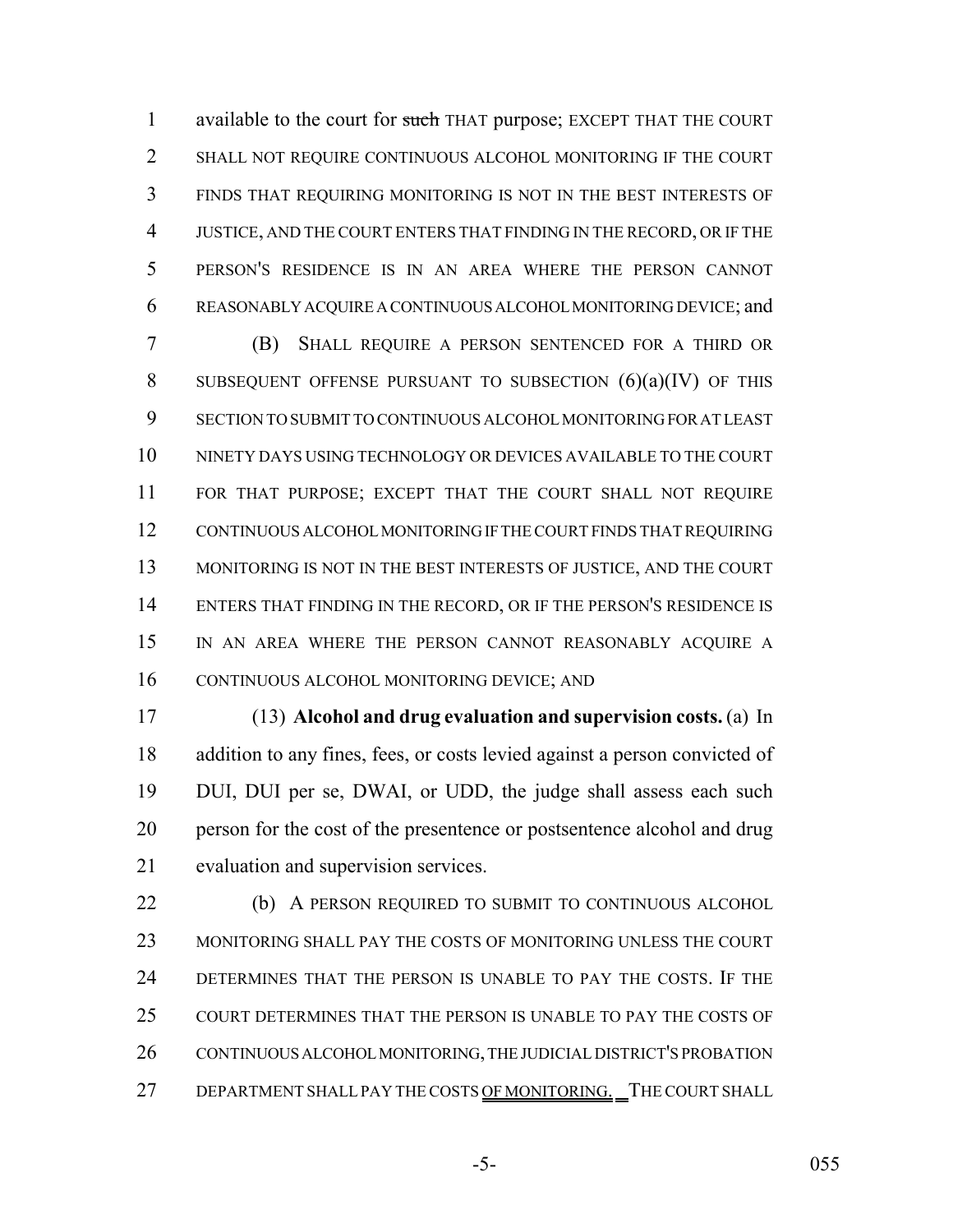available to the court for ~~such~~ THAT purpose; EXCEPT THAT THE COURT SHALL NOT REQUIRE CONTINUOUS ALCOHOL MONITORING IF THE COURT FINDS THAT REQUIRING MONITORING IS NOT IN THE BEST INTERESTS OF JUSTICE, AND THE COURT ENTERS THAT FINDING IN THE RECORD, OR IF THE PERSON'S RESIDENCE IS IN AN AREA WHERE THE PERSON CANNOT REASONABLY ACQUIRE A CONTINUOUS ALCOHOL MONITORING DEVICE; and

(B) SHALL REQUIRE A PERSON SENTENCED FOR A THIRD OR SUBSEQUENT OFFENSE PURSUANT TO SUBSECTION (6)(a)(IV) OF THIS SECTION TO SUBMIT TO CONTINUOUS ALCOHOL MONITORING FOR AT LEAST NINETY DAYS USING TECHNOLOGY OR DEVICES AVAILABLE TO THE COURT FOR THAT PURPOSE; EXCEPT THAT THE COURT SHALL NOT REQUIRE CONTINUOUS ALCOHOL MONITORING IF THE COURT FINDS THAT REQUIRING MONITORING IS NOT IN THE BEST INTERESTS OF JUSTICE, AND THE COURT ENTERS THAT FINDING IN THE RECORD, OR IF THE PERSON'S RESIDENCE IS IN AN AREA WHERE THE PERSON CANNOT REASONABLY ACQUIRE A CONTINUOUS ALCOHOL MONITORING DEVICE; AND

(13) **Alcohol and drug evaluation and supervision costs.** (a) In addition to any fines, fees, or costs levied against a person convicted of DUI, DUI per se, DWAI, or UDD, the judge shall assess each such person for the cost of the presentence or postsentence alcohol and drug evaluation and supervision services.

(b) A PERSON REQUIRED TO SUBMIT TO CONTINUOUS ALCOHOL MONITORING SHALL PAY THE COSTS OF MONITORING UNLESS THE COURT DETERMINES THAT THE PERSON IS UNABLE TO PAY THE COSTS. IF THE COURT DETERMINES THAT THE PERSON IS UNABLE TO PAY THE COSTS OF CONTINUOUS ALCOHOL MONITORING, THE JUDICIAL DISTRICT'S PROBATION DEPARTMENT SHALL PAY THE COSTS OF MONITORING. THE COURT SHALL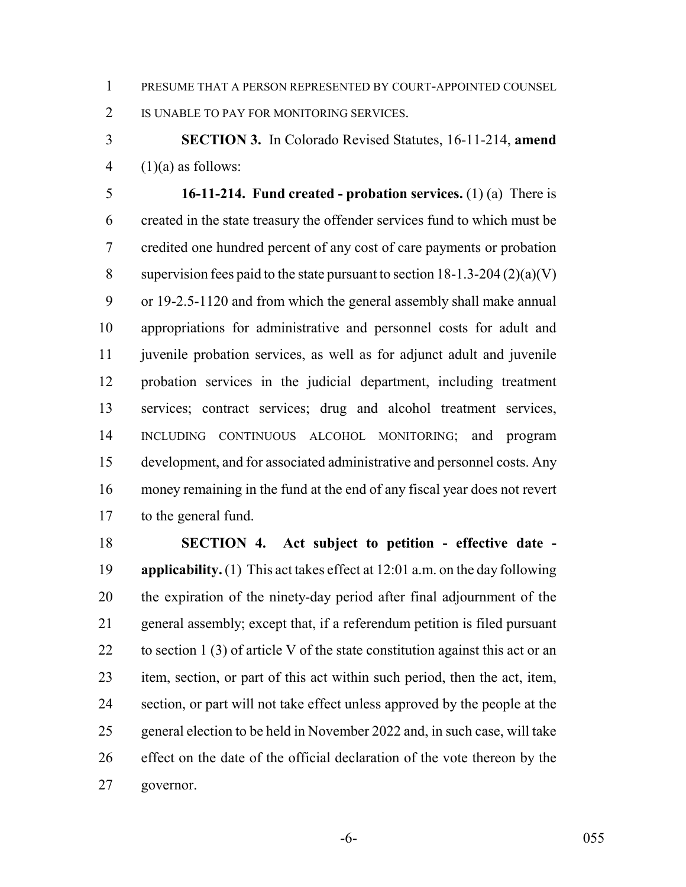PRESUME THAT A PERSON REPRESENTED BY COURT-APPOINTED COUNSEL IS UNABLE TO PAY FOR MONITORING SERVICES.

**SECTION 3.** In Colorado Revised Statutes, 16-11-214, **amend** (1)(a) as follows:

**16-11-214. Fund created - probation services.** (1) (a) There is created in the state treasury the offender services fund to which must be credited one hundred percent of any cost of care payments or probation supervision fees paid to the state pursuant to section 18-1.3-204 (2)(a)(V) or 19-2.5-1120 and from which the general assembly shall make annual appropriations for administrative and personnel costs for adult and juvenile probation services, as well as for adjunct adult and juvenile probation services in the judicial department, including treatment services; contract services; drug and alcohol treatment services, INCLUDING CONTINUOUS ALCOHOL MONITORING; and program development, and for associated administrative and personnel costs. Any money remaining in the fund at the end of any fiscal year does not revert to the general fund.

**SECTION 4. Act subject to petition - effective date - applicability.** (1) This act takes effect at 12:01 a.m. on the day following the expiration of the ninety-day period after final adjournment of the general assembly; except that, if a referendum petition is filed pursuant to section 1 (3) of article V of the state constitution against this act or an item, section, or part of this act within such period, then the act, item, section, or part will not take effect unless approved by the people at the general election to be held in November 2022 and, in such case, will take effect on the date of the official declaration of the vote thereon by the governor.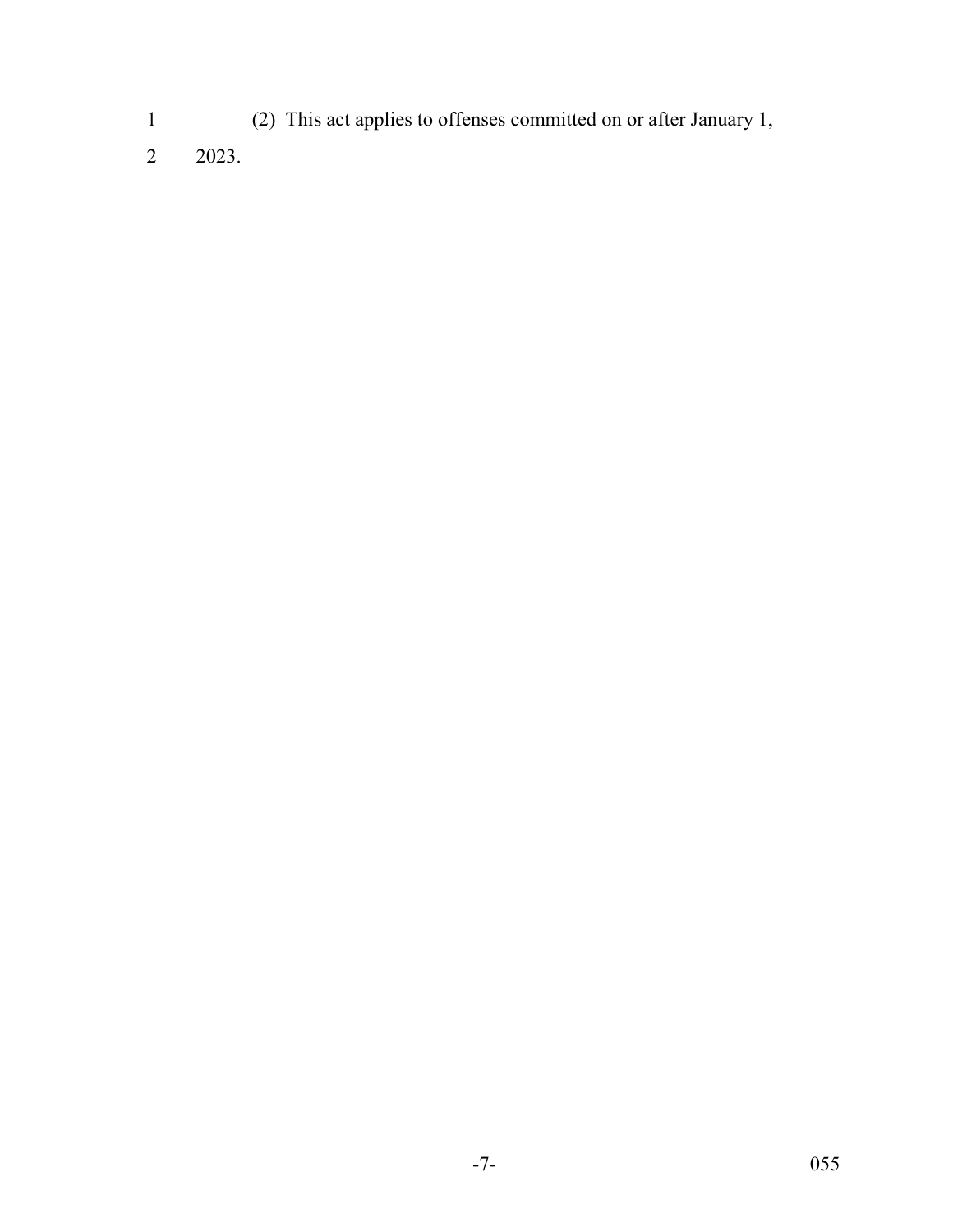(2) This act applies to offenses committed on or after January 1, 2023.